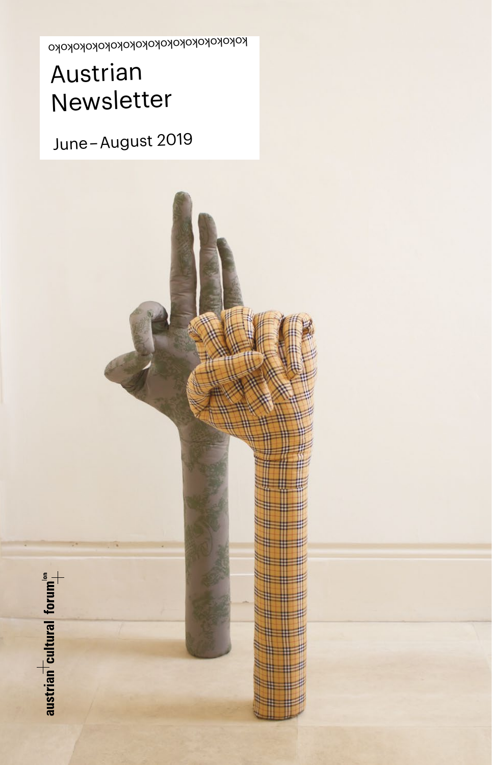kokokokokokokokokokokokokokokoko

# Austrian Newsletter

June – August 2019

austrian cultural forum lon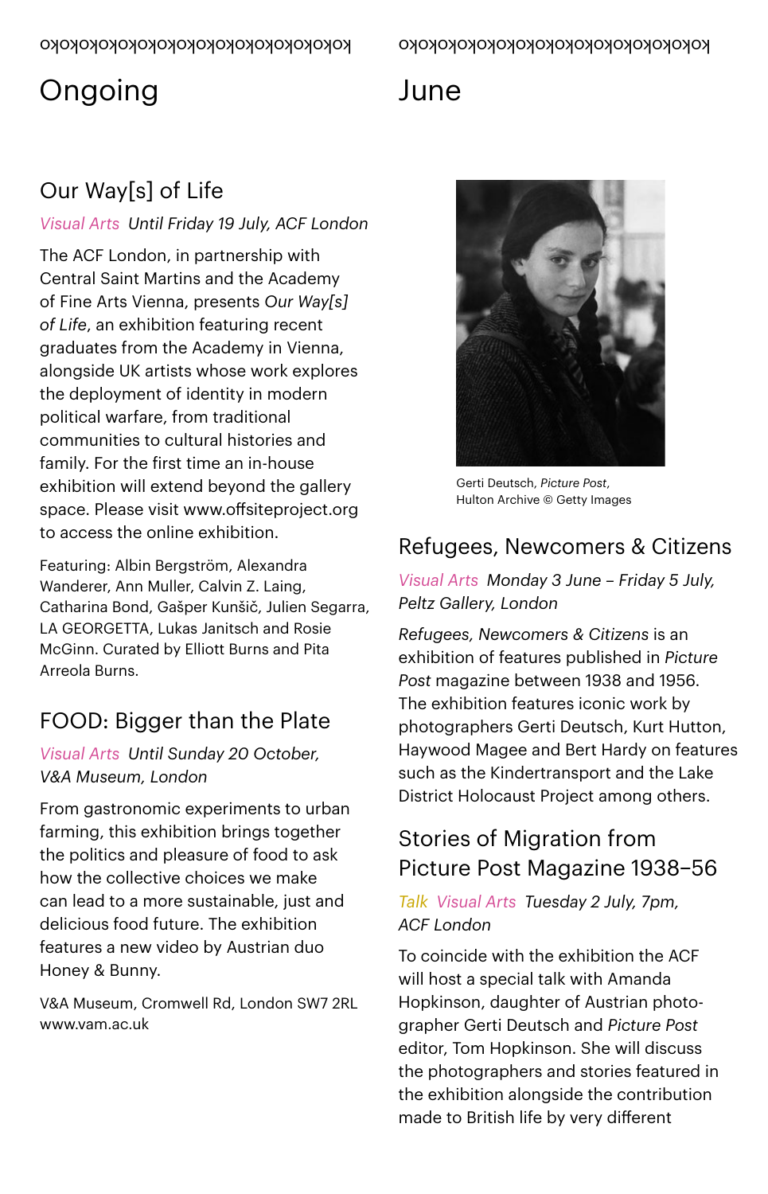# Ongoing

## Our Way[s] of Life

*Visual Arts* *Until Friday 19 July, ACF London*

The ACF London, in partnership with Central Saint Martins and the Academy of Fine Arts Vienna, presents *Our Way[s] of Life*, an exhibition featuring recent graduates from the Academy in Vienna, alongside UK artists whose work explores the deployment of identity in modern political warfare, from traditional communities to cultural histories and family. For the first time an in-house exhibition will extend beyond the gallery space. Please visit www.offsiteproject.org to access the online exhibition.

Featuring: Albin Bergström, Alexandra Wanderer, Ann Muller, Calvin Z. Laing, Catharina Bond, Gašper Kunšič, Julien Segarra, LA GEORGETTA, Lukas Janitsch and Rosie McGinn. Curated by Elliott Burns and Pita Arreola Burns.

## FOOD: Bigger than the Plate

*Visual Arts* *Until Sunday 20 October, V&A Museum, London*

From gastronomic experiments to urban farming, this exhibition brings together the politics and pleasure of food to ask how the collective choices we make can lead to a more sustainable, just and delicious food future. The exhibition features a new video by Austrian duo Honey & Bunny.

V&A Museum, Cromwell Rd, London SW7 2RL
www.vam.ac.uk

# June

Gerti Deutsch, *Picture Post*, Hulton Archive © Getty Images

## Refugees, Newcomers & Citizens

*Visual Arts* *Monday 3 June – Friday 5 July, Peltz Gallery, London*

*Refugees, Newcomers & Citizens* is an exhibition of features published in *Picture Post* magazine between 1938 and 1956. The exhibition features iconic work by photographers Gerti Deutsch, Kurt Hutton, Haywood Magee and Bert Hardy on features such as the Kindertransport and the Lake District Holocaust Project among others.

## Stories of Migration from Picture Post Magazine 1938–56

*Talk* *Visual Arts* *Tuesday 2 July, 7pm, ACF London*

To coincide with the exhibition the ACF will host a special talk with Amanda Hopkinson, daughter of Austrian photographer Gerti Deutsch and *Picture Post* editor, Tom Hopkinson. She will discuss the photographers and stories featured in the exhibition alongside the contribution made to British life by very different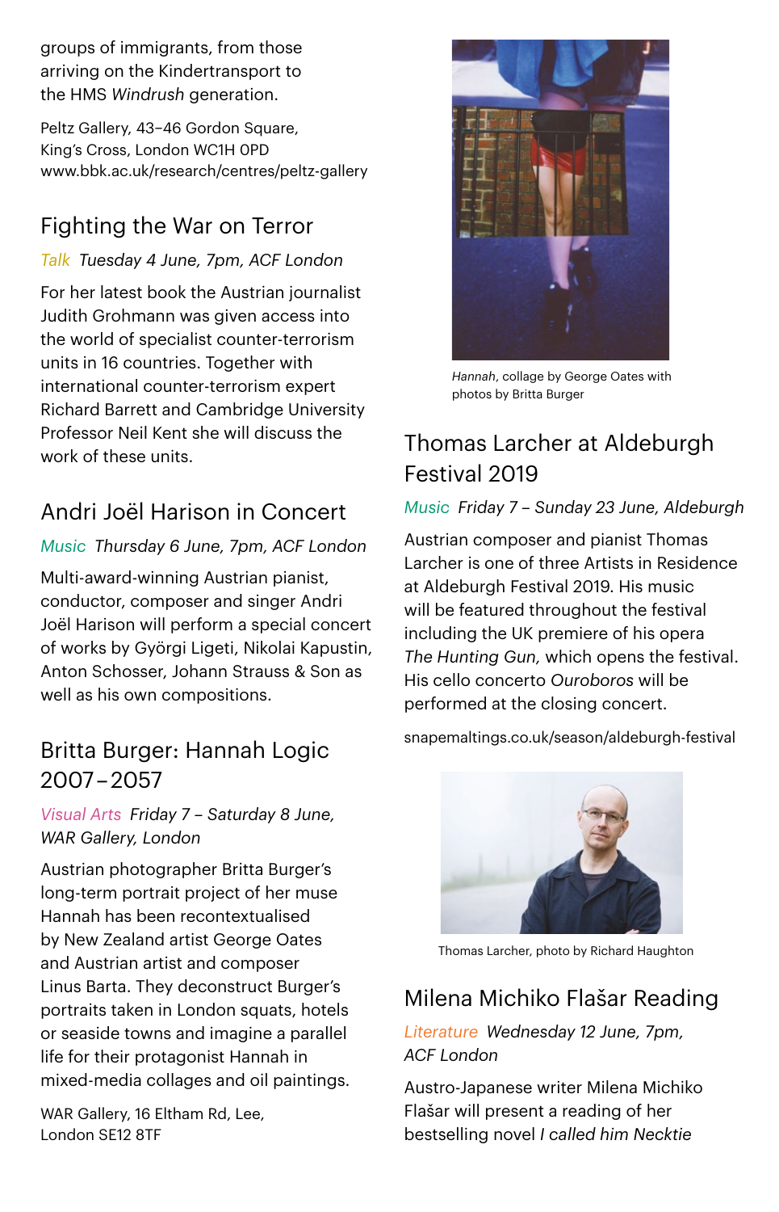groups of immigrants, from those arriving on the Kindertransport to the HMS *Windrush* generation.

Peltz Gallery, 43–46 Gordon Square, King's Cross, London WC1H 0PD
www.bbk.ac.uk/research/centres/peltz-gallery

## Fighting the War on Terror

*Talk Tuesday 4 June, 7pm, ACF London*

For her latest book the Austrian journalist Judith Grohmann was given access into the world of specialist counter-terrorism units in 16 countries. Together with international counter-terrorism expert Richard Barrett and Cambridge University Professor Neil Kent she will discuss the work of these units.

## Andri Joël Harison in Concert

*Music Thursday 6 June, 7pm, ACF London*

Multi-award-winning Austrian pianist, conductor, composer and singer Andri Joël Harison will perform a special concert of works by György Ligeti, Nikolai Kapustin, Anton Schosser, Johann Strauss & Son as well as his own compositions.

## Britta Burger: Hannah Logic 2007–2057

*Visual Arts Friday 7 – Saturday 8 June, WAR Gallery, London*

Austrian photographer Britta Burger's long-term portrait project of her muse Hannah has been recontextualised by New Zealand artist George Oates and Austrian artist and composer Linus Barta. They deconstruct Burger's portraits taken in London squats, hotels or seaside towns and imagine a parallel life for their protagonist Hannah in mixed-media collages and oil paintings.

WAR Gallery, 16 Eltham Rd, Lee, London SE12 8TF

*Hannah*, collage by George Oates with photos by Britta Burger

## Thomas Larcher at Aldeburgh Festival 2019

*Music Friday 7 – Sunday 23 June, Aldeburgh*

Austrian composer and pianist Thomas Larcher is one of three Artists in Residence at Aldeburgh Festival 2019. His music will be featured throughout the festival including the UK premiere of his opera *The Hunting Gun,* which opens the festival. His cello concerto *Ouroboros* will be performed at the closing concert.

snapemaltings.co.uk/season/aldeburgh-festival

Thomas Larcher, photo by Richard Haughton

## Milena Michiko Flašar Reading

*Literature Wednesday 12 June, 7pm, ACF London*

Austro-Japanese writer Milena Michiko Flašar will present a reading of her bestselling novel *I called him Necktie*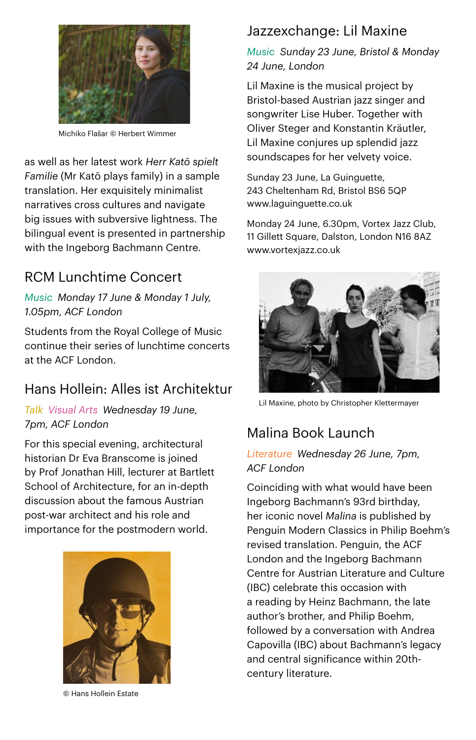Michiko Flašar © Herbert Wimmer

as well as her latest work *Herr Katō spielt Familie* (Mr Katō plays family) in a sample translation. Her exquisitely minimalist narratives cross cultures and navigate big issues with subversive lightness. The bilingual event is presented in partnership with the Ingeborg Bachmann Centre.

## RCM Lunchtime Concert

*Music* *Monday 17 June & Monday 1 July, 1.05pm, ACF London*

Students from the Royal College of Music continue their series of lunchtime concerts at the ACF London.

## Hans Hollein: Alles ist Architektur

*Talk* *Visual Arts* *Wednesday 19 June, 7pm, ACF London*

For this special evening, architectural historian Dr Eva Branscome is joined by Prof Jonathan Hill, lecturer at Bartlett School of Architecture, for an in-depth discussion about the famous Austrian post-war architect and his role and importance for the postmodern world.

© Hans Hollein Estate

## Jazzexchange: Lil Maxine

*Music* *Sunday 23 June, Bristol & Monday 24 June, London*

Lil Maxine is the musical project by Bristol-based Austrian jazz singer and songwriter Lise Huber. Together with Oliver Steger and Konstantin Kräutler, Lil Maxine conjures up splendid jazz soundscapes for her velvety voice.

Sunday 23 June, La Guinguette,
243 Cheltenham Rd, Bristol BS6 5QP
www.laguinguette.co.uk

Monday 24 June, 6.30pm, Vortex Jazz Club,
11 Gillett Square, Dalston, London N16 8AZ
www.vortexjazz.co.uk

Lil Maxine, photo by Christopher Klettermayer

## Malina Book Launch

*Literature* *Wednesday 26 June, 7pm, ACF London*

Coinciding with what would have been Ingeborg Bachmann's 93rd birthday, her iconic novel *Malina* is published by Penguin Modern Classics in Philip Boehm's revised translation. Penguin, the ACF London and the Ingeborg Bachmann Centre for Austrian Literature and Culture (IBC) celebrate this occasion with a reading by Heinz Bachmann, the late author's brother, and Philip Boehm, followed by a conversation with Andrea Capovilla (IBC) about Bachmann's legacy and central significance within 20th-century literature.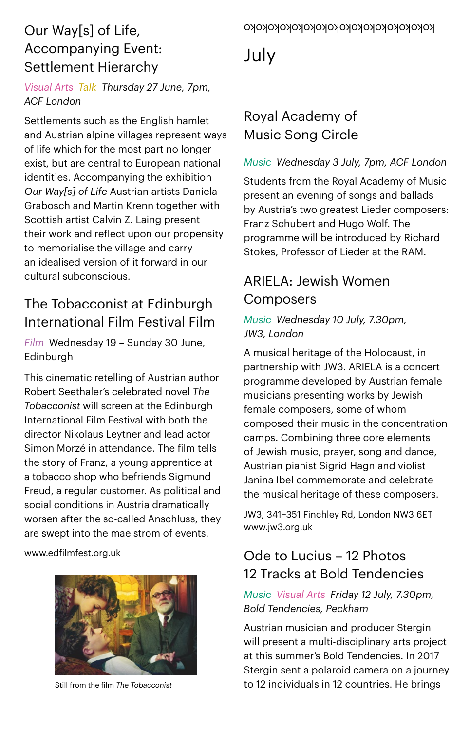## Our Way[s] of Life, Accompanying Event: Settlement Hierarchy

*Visual Arts Talk Thursday 27 June, 7pm, ACF London*

Settlements such as the English hamlet and Austrian alpine villages represent ways of life which for the most part no longer exist, but are central to European national identities. Accompanying the exhibition *Our Way[s] of Life* Austrian artists Daniela Grabosch and Martin Krenn together with Scottish artist Calvin Z. Laing present their work and reflect upon our propensity to memorialise the village and carry an idealised version of it forward in our cultural subconscious.

## The Tobacconist at Edinburgh International Film Festival Film

*Film* Wednesday 19 – Sunday 30 June, Edinburgh

This cinematic retelling of Austrian author Robert Seethaler's celebrated novel *The Tobacconist* will screen at the Edinburgh International Film Festival with both the director Nikolaus Leytner and lead actor Simon Morzé in attendance. The film tells the story of Franz, a young apprentice at a tobacco shop who befriends Sigmund Freud, a regular customer. As political and social conditions in Austria dramatically worsen after the so-called Anschluss, they are swept into the maelstrom of events.

www.edfilmfest.org.uk

Still from the film *The Tobacconist*

kokokokokokokokokokokokokokokokokoko

# July

## Royal Academy of Music Song Circle

*Music Wednesday 3 July, 7pm, ACF London*

Students from the Royal Academy of Music present an evening of songs and ballads by Austria's two greatest Lieder composers: Franz Schubert and Hugo Wolf. The programme will be introduced by Richard Stokes, Professor of Lieder at the RAM.

## ARIELA: Jewish Women Composers

*Music Wednesday 10 July, 7.30pm, JW3, London*

A musical heritage of the Holocaust, in partnership with JW3. ARIELA is a concert programme developed by Austrian female musicians presenting works by Jewish female composers, some of whom composed their music in the concentration camps. Combining three core elements of Jewish music, prayer, song and dance, Austrian pianist Sigrid Hagn and violist Janina Ibel commemorate and celebrate the musical heritage of these composers.

JW3, 341–351 Finchley Rd, London NW3 6ET
www.jw3.org.uk

## Ode to Lucius – 12 Photos 12 Tracks at Bold Tendencies

*Music Visual Arts Friday 12 July, 7.30pm, Bold Tendencies, Peckham*

Austrian musician and producer Stergin will present a multi-disciplinary arts project at this summer's Bold Tendencies. In 2017 Stergin sent a polaroid camera on a journey to 12 individuals in 12 countries. He brings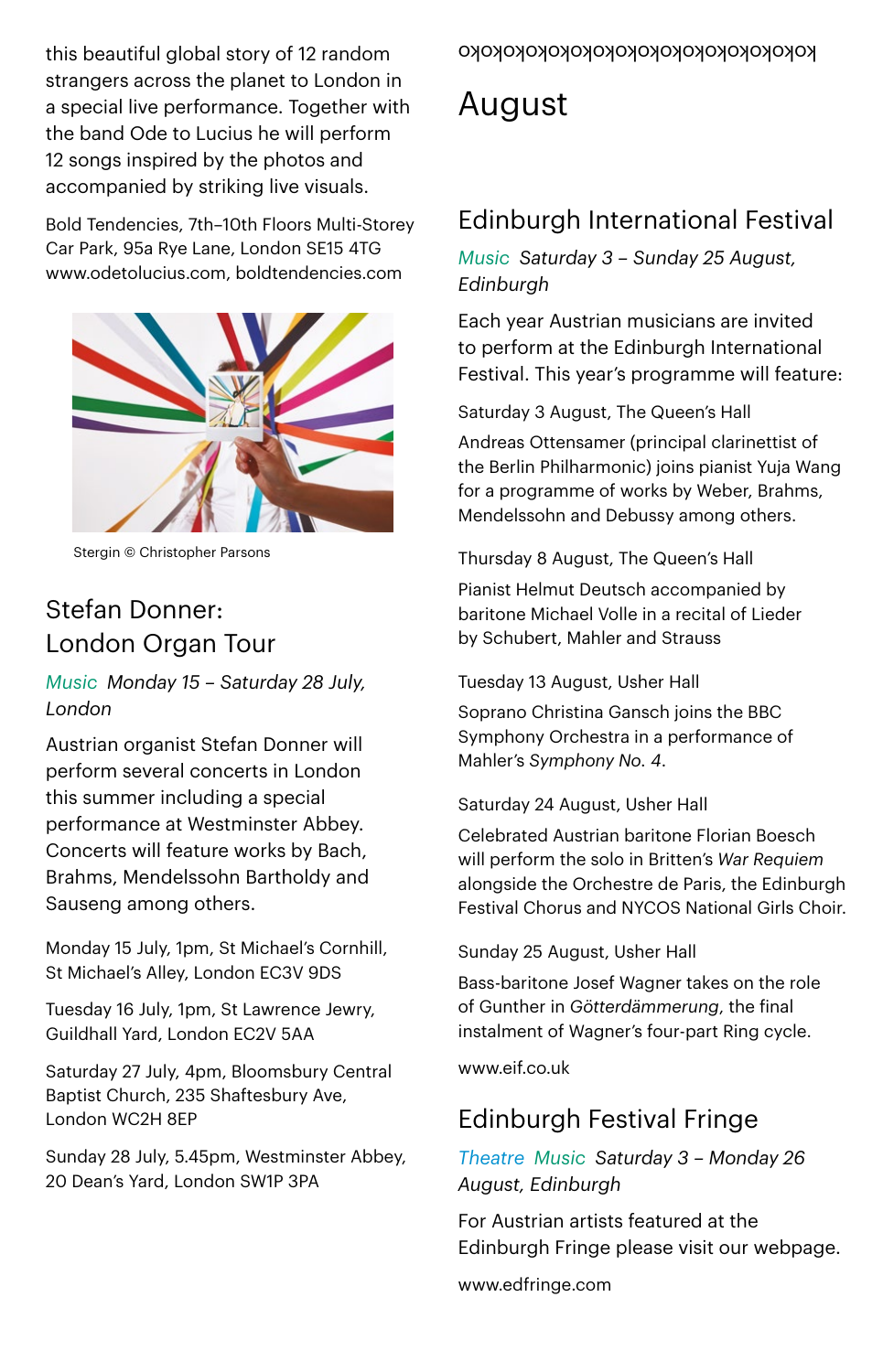this beautiful global story of 12 random strangers across the planet to London in a special live performance. Together with the band Ode to Lucius he will perform 12 songs inspired by the photos and accompanied by striking live visuals.

Bold Tendencies, 7th–10th Floors Multi-Storey Car Park, 95a Rye Lane, London SE15 4TG
www.odetolucius.com, boldtendencies.com

Stergin © Christopher Parsons

## Stefan Donner: London Organ Tour

*Music Monday 15 – Saturday 28 July, London*

Austrian organist Stefan Donner will perform several concerts in London this summer including a special performance at Westminster Abbey. Concerts will feature works by Bach, Brahms, Mendelssohn Bartholdy and Sauseng among others.

Monday 15 July, 1pm, St Michael's Cornhill, St Michael's Alley, London EC3V 9DS

Tuesday 16 July, 1pm, St Lawrence Jewry, Guildhall Yard, London EC2V 5AA

Saturday 27 July, 4pm, Bloomsbury Central Baptist Church, 235 Shaftesbury Ave, London WC2H 8EP

Sunday 28 July, 5.45pm, Westminster Abbey, 20 Dean's Yard, London SW1P 3PA

# August

## Edinburgh International Festival

*Music Saturday 3 – Sunday 25 August, Edinburgh*

Each year Austrian musicians are invited to perform at the Edinburgh International Festival. This year's programme will feature:

Saturday 3 August, The Queen's Hall

Andreas Ottensamer (principal clarinettist of the Berlin Philharmonic) joins pianist Yuja Wang for a programme of works by Weber, Brahms, Mendelssohn and Debussy among others.

Thursday 8 August, The Queen's Hall

Pianist Helmut Deutsch accompanied by baritone Michael Volle in a recital of Lieder by Schubert, Mahler and Strauss

Tuesday 13 August, Usher Hall

Soprano Christina Gansch joins the BBC Symphony Orchestra in a performance of Mahler's *Symphony No. 4*.

Saturday 24 August, Usher Hall

Celebrated Austrian baritone Florian Boesch will perform the solo in Britten's *War Requiem* alongside the Orchestre de Paris, the Edinburgh Festival Chorus and NYCOS National Girls Choir.

Sunday 25 August, Usher Hall

Bass-baritone Josef Wagner takes on the role of Gunther in *Götterdämmerung*, the final instalment of Wagner's four-part Ring cycle.

www.eif.co.uk

## Edinburgh Festival Fringe

*Theatre Music Saturday 3 – Monday 26 August, Edinburgh*

For Austrian artists featured at the Edinburgh Fringe please visit our webpage.

www.edfringe.com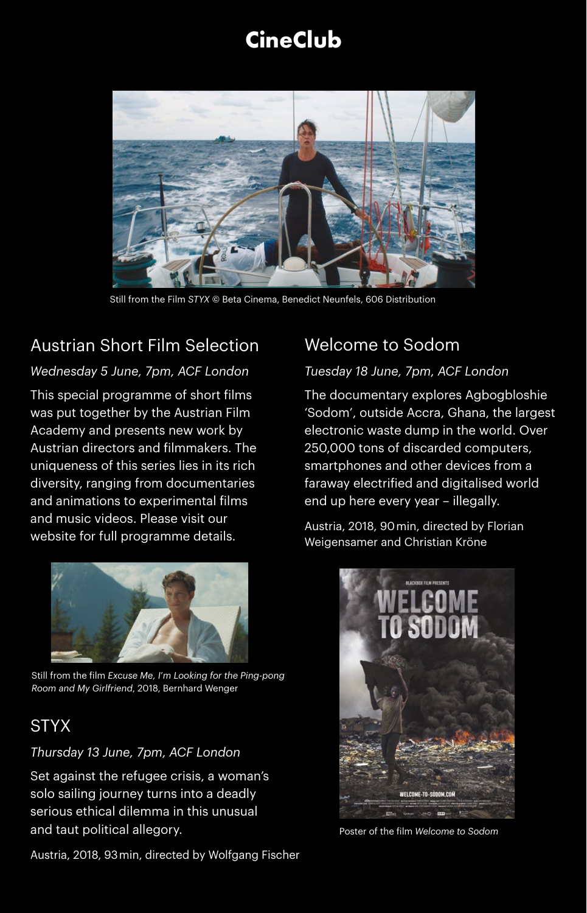# CineClub

Still from the Film *STYX* © Beta Cinema, Benedict Neunfels, 606 Distribution

## Austrian Short Film Selection

*Wednesday 5 June, 7pm, ACF London*

This special programme of short films was put together by the Austrian Film Academy and presents new work by Austrian directors and filmmakers. The uniqueness of this series lies in its rich diversity, ranging from documentaries and animations to experimental films and music videos. Please visit our website for full programme details.

Still from the film *Excuse Me, I'm Looking for the Ping-pong Room and My Girlfriend*, 2018, Bernhard Wenger

## STYX

*Thursday 13 June, 7pm, ACF London*

Set against the refugee crisis, a woman's solo sailing journey turns into a deadly serious ethical dilemma in this unusual and taut political allegory.

Austria, 2018, 93 min, directed by Wolfgang Fischer

## Welcome to Sodom

*Tuesday 18 June, 7pm, ACF London*

The documentary explores Agbogbloshie 'Sodom', outside Accra, Ghana, the largest electronic waste dump in the world. Over 250,000 tons of discarded computers, smartphones and other devices from a faraway electrified and digitalised world end up here every year – illegally.

Austria, 2018, 90 min, directed by Florian Weigensamer and Christian Kröne

Poster of the film *Welcome to Sodom*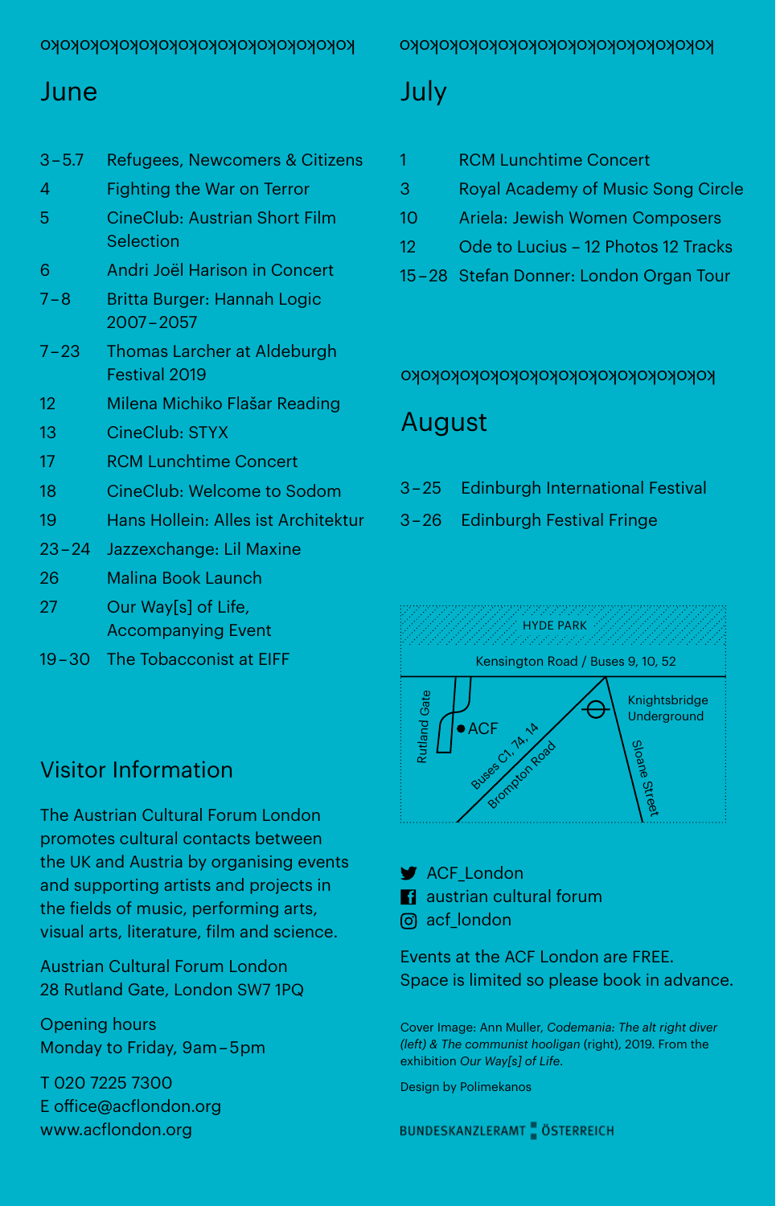okokokokokokokokokokokokokokokok

## June

| | |
|---|---|
| 3–5.7 | Refugees, Newcomers & Citizens |
| 4 | Fighting the War on Terror |
| 5 | CineClub: Austrian Short Film Selection |
| 6 | Andri Joël Harison in Concert |
| 7–8 | Britta Burger: Hannah Logic 2007–2057 |
| 7–23 | Thomas Larcher at Aldeburgh Festival 2019 |
| 12 | Milena Michiko Flašar Reading |
| 13 | CineClub: STYX |
| 17 | RCM Lunchtime Concert |
| 18 | CineClub: Welcome to Sodom |
| 19 | Hans Hollein: Alles ist Architektur |
| 23–24 | Jazzexchange: Lil Maxine |
| 26 | Malina Book Launch |
| 27 | Our Way[s] of Life, Accompanying Event |
| 19–30 | The Tobacconist at EIFF |

okokokokokokokokokokokokokokokok

## July

| | |
|---|---|
| 1 | RCM Lunchtime Concert |
| 3 | Royal Academy of Music Song Circle |
| 10 | Ariela: Jewish Women Composers |
| 12 | Ode to Lucius – 12 Photos 12 Tracks |
| 15–28 | Stefan Donner: London Organ Tour |

okokokokokokokokokokokokokokokok

## August

| | |
|---|---|
| 3–25 | Edinburgh International Festival |
| 3–26 | Edinburgh Festival Fringe |

HYDE PARK
Kensington Road / Buses 9, 10, 52
Rutland Gate
ACF
Buses C1, 74, 14
Brompton Road
Knightsbridge Underground
Sloane Street

## Visitor Information

The Austrian Cultural Forum London promotes cultural contacts between the UK and Austria by organising events and supporting artists and projects in the fields of music, performing arts, visual arts, literature, film and science.

Austrian Cultural Forum London
28 Rutland Gate, London SW7 1PQ

Opening hours
Monday to Friday, 9am–5pm

T 020 7225 7300
E office@acflondon.org
www.acflondon.org

ACF_London
austrian cultural forum
acf_london

Events at the ACF London are FREE.
Space is limited so please book in advance.

Cover Image: Ann Muller, *Codemania: The alt right diver (left)* & *The communist hooligan* (right), 2019. From the exhibition *Our Way[s] of Life*.

Design by Polimekanos

BUNDESKANZLERAMT ÖSTERREICH